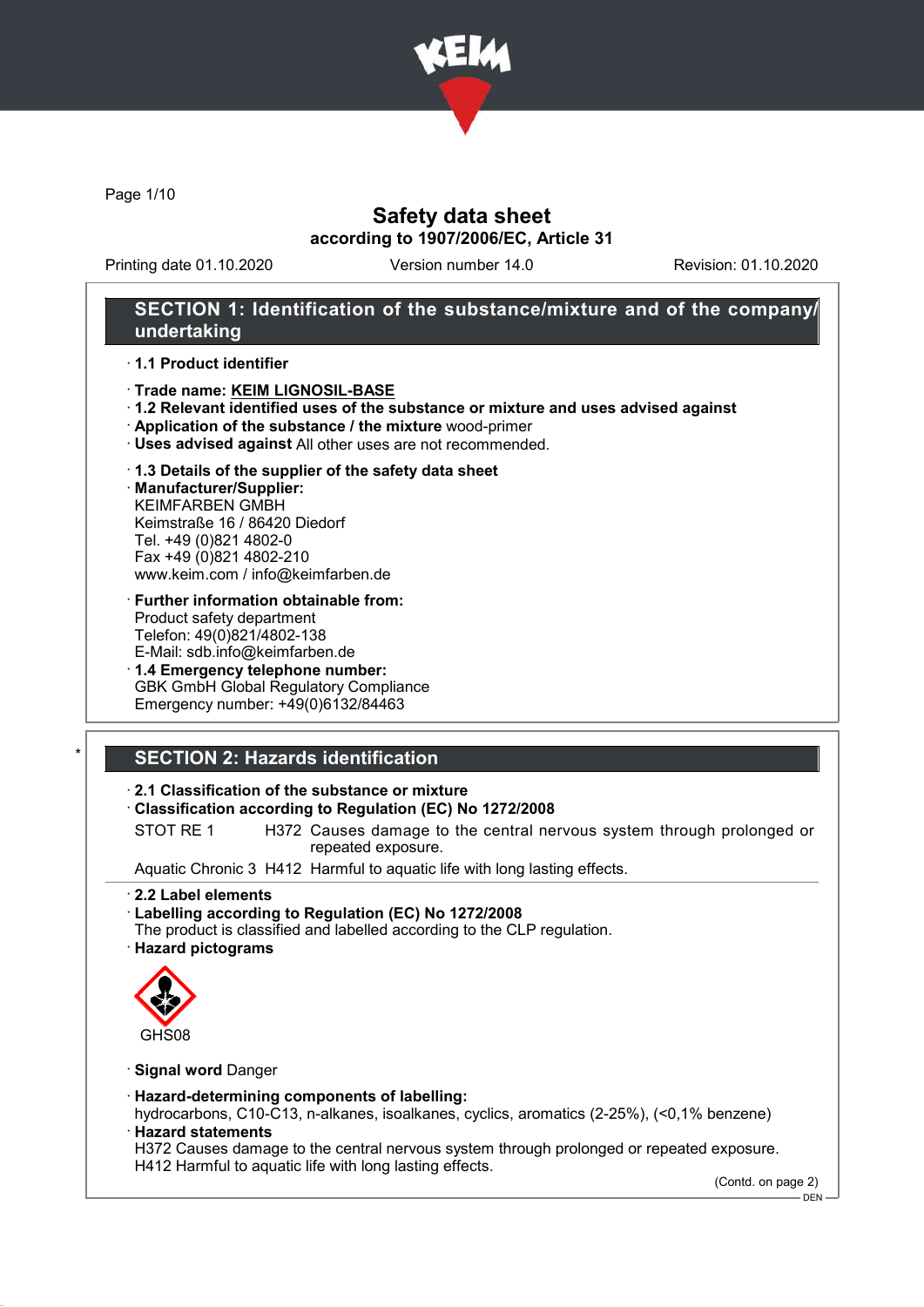# Safety data sheet

**according to 1907/2006/EC, Article 31**

Printing date 01.10.2020 Version number 14.0 Revision: 01.10.2020

## SECTION 1: Identification of the substance/mixture and of the company/undertaking

· **1.1 Product identifier**

· **Trade name: KEIM LIGNOSIL-BASE**

· **1.2 Relevant identified uses of the substance or mixture and uses advised against**

· **Application of the substance / the mixture** wood-primer

· **Uses advised against** All other uses are not recommended.

· **1.3 Details of the supplier of the safety data sheet**

· **Manufacturer/Supplier:**
KEIMFARBEN GMBH
Keimstraße 16 / 86420 Diedorf
Tel. +49 (0)821 4802-0
Fax +49 (0)821 4802-210
www.keim.com / info@keimfarben.de

· **Further information obtainable from:**
Product safety department
Telefon: 49(0)821/4802-138
E-Mail: sdb.info@keimfarben.de

· **1.4 Emergency telephone number:**
GBK GmbH Global Regulatory Compliance
Emergency number: +49(0)6132/84463

## * SECTION 2: Hazards identification

· **2.1 Classification of the substance or mixture**

· **Classification according to Regulation (EC) No 1272/2008**

| | | |
|---|---|---|
| STOT RE 1 | H372 | Causes damage to the central nervous system through prolonged or repeated exposure. |
| Aquatic Chronic 3 | H412 | Harmful to aquatic life with long lasting effects. |

· **2.2 Label elements**

· **Labelling according to Regulation (EC) No 1272/2008**
The product is classified and labelled according to the CLP regulation.

· **Hazard pictograms**

GHS08

· **Signal word** Danger

· **Hazard-determining components of labelling:**
hydrocarbons, C10-C13, n-alkanes, isoalkanes, cyclics, aromatics (2-25%), (<0,1% benzene)

· **Hazard statements**
H372 Causes damage to the central nervous system through prolonged or repeated exposure.
H412 Harmful to aquatic life with long lasting effects.

(Contd. on page 2)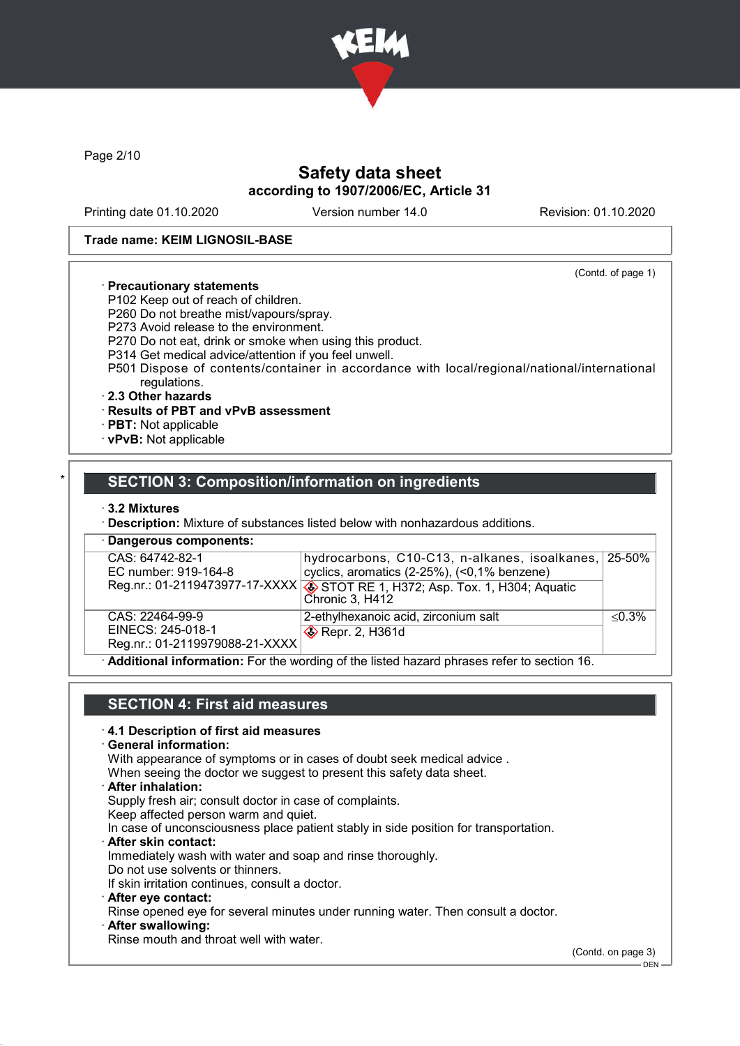Trade name: KEIM LIGNOSIL-BASE

(Contd. of page 1)

· **Precautionary statements**
P102 Keep out of reach of children.
P260 Do not breathe mist/vapours/spray.
P273 Avoid release to the environment.
P270 Do not eat, drink or smoke when using this product.
P314 Get medical advice/attention if you feel unwell.
P501 Dispose of contents/container in accordance with local/regional/national/international regulations.

· **2.3 Other hazards**
· **Results of PBT and vPvB assessment**
· **PBT:** Not applicable
· **vPvB:** Not applicable

## SECTION 3: Composition/information on ingredients

· **3.2 Mixtures**
· **Description:** Mixture of substances listed below with nonhazardous additions.

· **Dangerous components:**

| Identifiers | Name / Classification | % |
|---|---|---|
| CAS: 64742-82-1<br>EC number: 919-164-8<br>Reg.nr.: 01-2119473977-17-XXXX | hydrocarbons, C10-C13, n-alkanes, isoalkanes, cyclics, aromatics (2-25%), (<0,1% benzene)<br>STOT RE 1, H372; Asp. Tox. 1, H304; Aquatic Chronic 3, H412 | 25-50% |
| CAS: 22464-99-9<br>EINECS: 245-018-1<br>Reg.nr.: 01-2119979088-21-XXXX | 2-ethylhexanoic acid, zirconium salt<br>Repr. 2, H361d | ≤0.3% |

· **Additional information:** For the wording of the listed hazard phrases refer to section 16.

## SECTION 4: First aid measures

· **4.1 Description of first aid measures**
· **General information:**
With appearance of symptoms or in cases of doubt seek medical advice .
When seeing the doctor we suggest to present this safety data sheet.
· **After inhalation:**
Supply fresh air; consult doctor in case of complaints.
Keep affected person warm and quiet.
In case of unconsciousness place patient stably in side position for transportation.
· **After skin contact:**
Immediately wash with water and soap and rinse thoroughly.
Do not use solvents or thinners.
If skin irritation continues, consult a doctor.
· **After eye contact:**
Rinse opened eye for several minutes under running water. Then consult a doctor.
· **After swallowing:**
Rinse mouth and throat well with water.

(Contd. on page 3)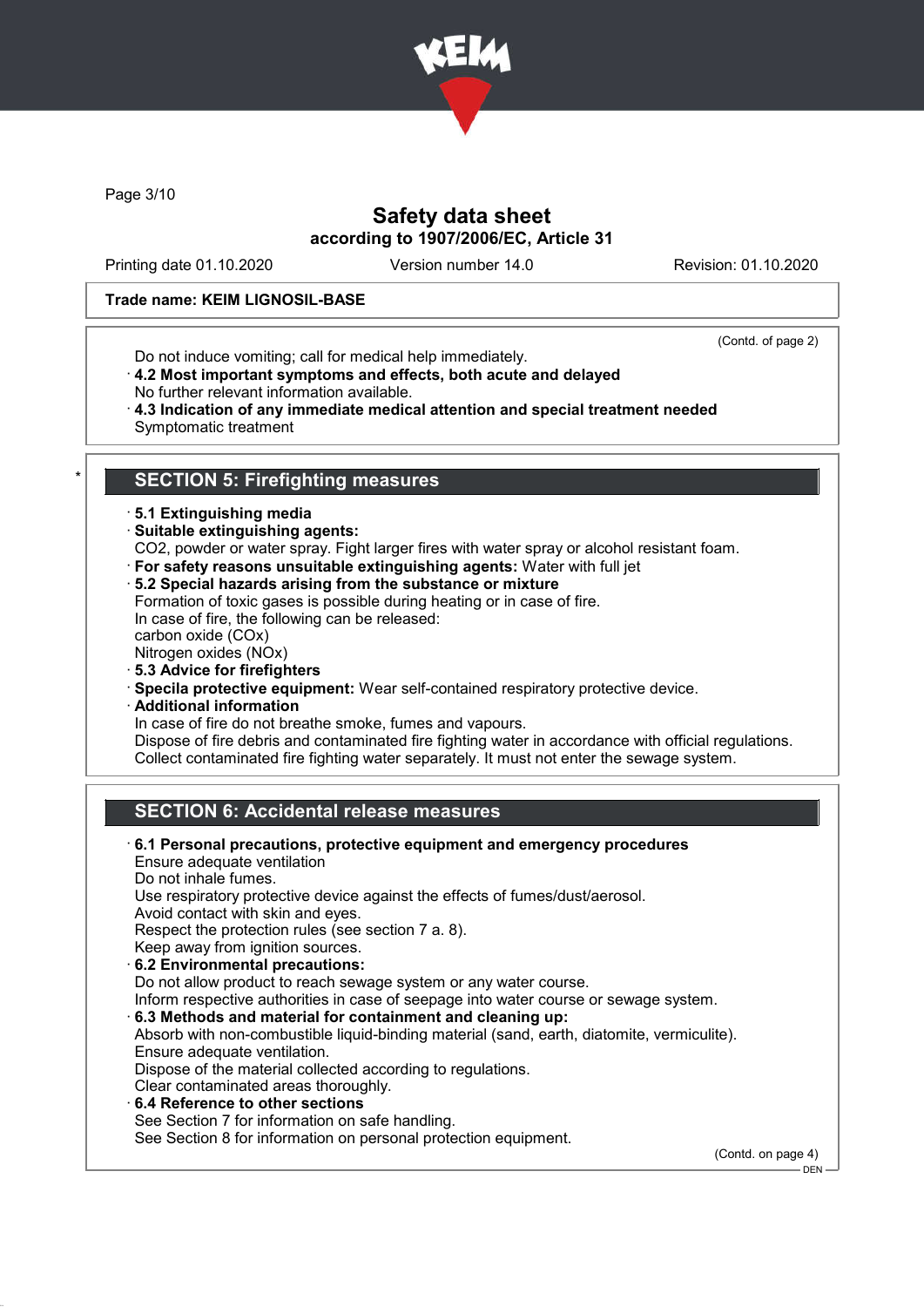Trade name: KEIM LIGNOSIL-BASE

(Contd. of page 2)

Do not induce vomiting; call for medical help immediately.

· **4.2 Most important symptoms and effects, both acute and delayed**
No further relevant information available.

· **4.3 Indication of any immediate medical attention and special treatment needed**
Symptomatic treatment

## SECTION 5: Firefighting measures

· **5.1 Extinguishing media**

· **Suitable extinguishing agents:**
$CO_2$, powder or water spray. Fight larger fires with water spray or alcohol resistant foam.

· **For safety reasons unsuitable extinguishing agents:** Water with full jet

· **5.2 Special hazards arising from the substance or mixture**
Formation of toxic gases is possible during heating or in case of fire.
In case of fire, the following can be released:
carbon oxide (COx)
Nitrogen oxides (NOx)

· **5.3 Advice for firefighters**

· **Specila protective equipment:** Wear self-contained respiratory protective device.

· **Additional information**
In case of fire do not breathe smoke, fumes and vapours.
Dispose of fire debris and contaminated fire fighting water in accordance with official regulations.
Collect contaminated fire fighting water separately. It must not enter the sewage system.

## SECTION 6: Accidental release measures

· **6.1 Personal precautions, protective equipment and emergency procedures**
Ensure adequate ventilation
Do not inhale fumes.
Use respiratory protective device against the effects of fumes/dust/aerosol.
Avoid contact with skin and eyes.
Respect the protection rules (see section 7 a. 8).
Keep away from ignition sources.

· **6.2 Environmental precautions:**
Do not allow product to reach sewage system or any water course.
Inform respective authorities in case of seepage into water course or sewage system.

· **6.3 Methods and material for containment and cleaning up:**
Absorb with non-combustible liquid-binding material (sand, earth, diatomite, vermiculite).
Ensure adequate ventilation.
Dispose of the material collected according to regulations.
Clear contaminated areas thoroughly.

· **6.4 Reference to other sections**
See Section 7 for information on safe handling.
See Section 8 for information on personal protection equipment.

(Contd. on page 4)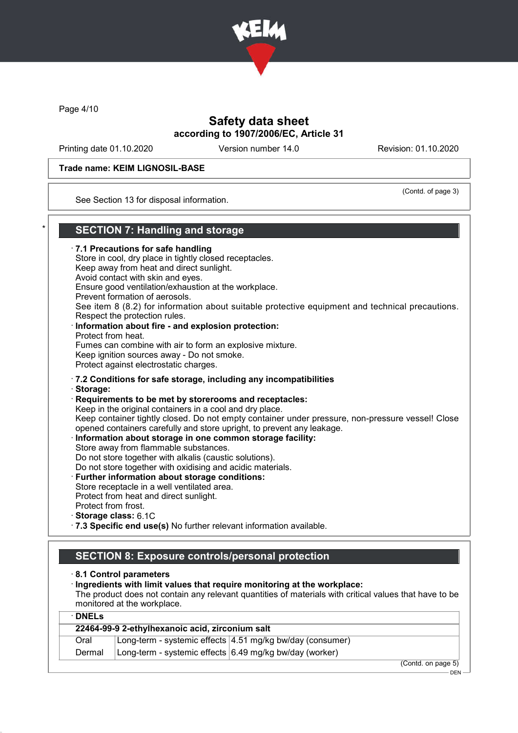Trade name: KEIM LIGNOSIL-BASE

(Contd. of page 3)

See Section 13 for disposal information.

## SECTION 7: Handling and storage

· **7.1 Precautions for safe handling**
Store in cool, dry place in tightly closed receptacles.
Keep away from heat and direct sunlight.
Avoid contact with skin and eyes.
Ensure good ventilation/exhaustion at the workplace.
Prevent formation of aerosols.
See item 8 (8.2) for information about suitable protective equipment and technical precautions.
Respect the protection rules.

· **Information about fire - and explosion protection:**
Protect from heat.
Fumes can combine with air to form an explosive mixture.
Keep ignition sources away - Do not smoke.
Protect against electrostatic charges.

· **7.2 Conditions for safe storage, including any incompatibilities**
· **Storage:**
· **Requirements to be met by storerooms and receptacles:**
Keep in the original containers in a cool and dry place.
Keep container tightly closed. Do not empty container under pressure, non-pressure vessel! Close opened containers carefully and store upright, to prevent any leakage.

· **Information about storage in one common storage facility:**
Store away from flammable substances.
Do not store together with alkalis (caustic solutions).
Do not store together with oxidising and acidic materials.

· **Further information about storage conditions:**
Store receptacle in a well ventilated area.
Protect from heat and direct sunlight.
Protect from frost.

· **Storage class:** 6.1C
· **7.3 Specific end use(s)** No further relevant information available.

## SECTION 8: Exposure controls/personal protection

· **8.1 Control parameters**
· **Ingredients with limit values that require monitoring at the workplace:**
The product does not contain any relevant quantities of materials with critical values that have to be monitored at the workplace.

· **DNELs**

| **22464-99-9 2-ethylhexanoic acid, zirconium salt** | | |
|---|---|---|
| Oral | Long-term - systemic effects | 4.51 mg/kg bw/day (consumer) |
| Dermal | Long-term - systemic effects | 6.49 mg/kg bw/day (worker) |

(Contd. on page 5)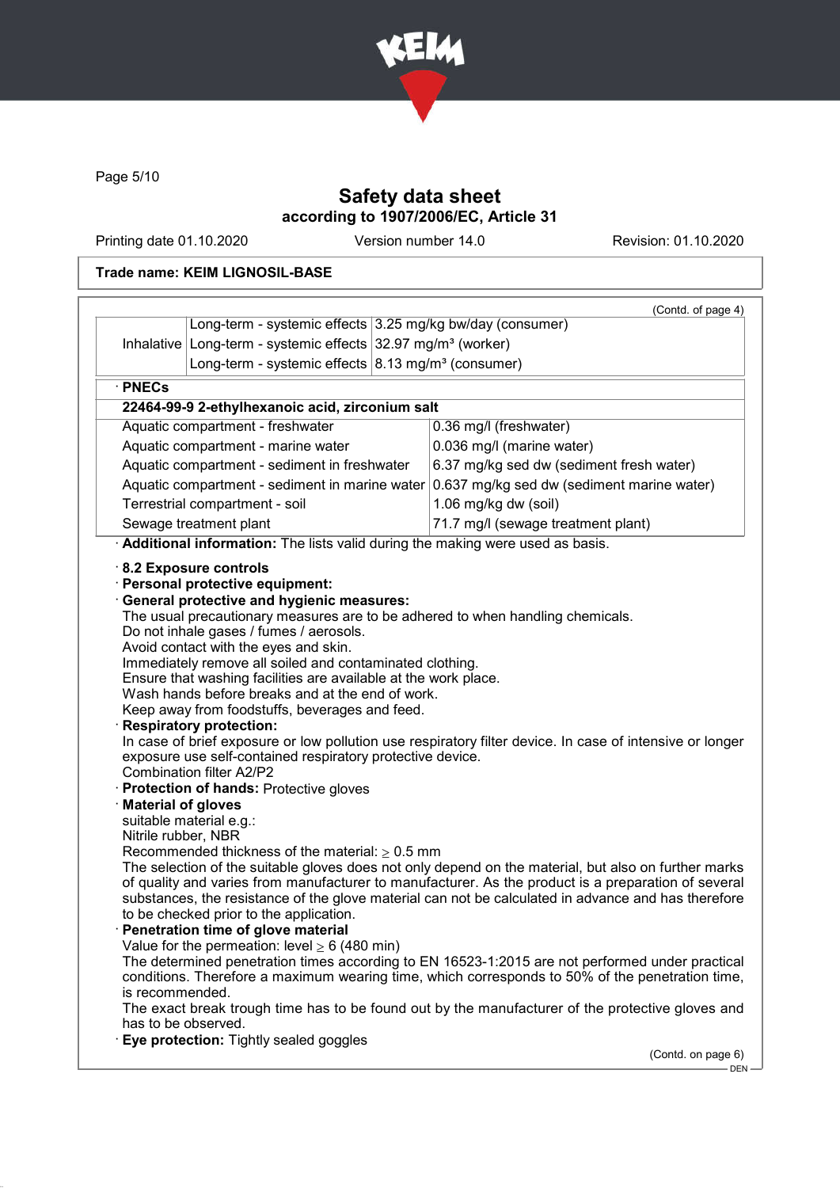# Safety data sheet
## according to 1907/2006/EC, Article 31

Printing date 01.10.2020 | Version number 14.0 | Revision: 01.10.2020

**Trade name: KEIM LIGNOSIL-BASE**

(Contd. of page 4)

| | | |
|---|---|---|
| | Long-term - systemic effects | 3.25 mg/kg bw/day (consumer) |
| Inhalative | Long-term - systemic effects | 32.97 mg/m³ (worker) |
| | Long-term - systemic effects | 8.13 mg/m³ (consumer) |

· **PNECs**

| **22464-99-9 2-ethylhexanoic acid, zirconium salt** | |
|---|---|
| Aquatic compartment - freshwater | 0.36 mg/l (freshwater) |
| Aquatic compartment - marine water | 0.036 mg/l (marine water) |
| Aquatic compartment - sediment in freshwater | 6.37 mg/kg sed dw (sediment fresh water) |
| Aquatic compartment - sediment in marine water | 0.637 mg/kg sed dw (sediment marine water) |
| Terrestrial compartment - soil | 1.06 mg/kg dw (soil) |
| Sewage treatment plant | 71.7 mg/l (sewage treatment plant) |

· **Additional information:** The lists valid during the making were used as basis.

· **8.2 Exposure controls**

· **Personal protective equipment:**

· **General protective and hygienic measures:**
The usual precautionary measures are to be adhered to when handling chemicals.
Do not inhale gases / fumes / aerosols.
Avoid contact with the eyes and skin.
Immediately remove all soiled and contaminated clothing.
Ensure that washing facilities are available at the work place.
Wash hands before breaks and at the end of work.
Keep away from foodstuffs, beverages and feed.

· **Respiratory protection:**
In case of brief exposure or low pollution use respiratory filter device. In case of intensive or longer exposure use self-contained respiratory protective device.
Combination filter A2/P2

· **Protection of hands:** Protective gloves

· **Material of gloves**
suitable material e.g.:
Nitrile rubber, NBR
Recommended thickness of the material: ≥ 0.5 mm
The selection of the suitable gloves does not only depend on the material, but also on further marks of quality and varies from manufacturer to manufacturer. As the product is a preparation of several substances, the resistance of the glove material can not be calculated in advance and has therefore to be checked prior to the application.

· **Penetration time of glove material**
Value for the permeation: level ≥ 6 (480 min)
The determined penetration times according to EN 16523-1:2015 are not performed under practical conditions. Therefore a maximum wearing time, which corresponds to 50% of the penetration time, is recommended.
The exact break trough time has to be found out by the manufacturer of the protective gloves and has to be observed.

· **Eye protection:** Tightly sealed goggles

(Contd. on page 6)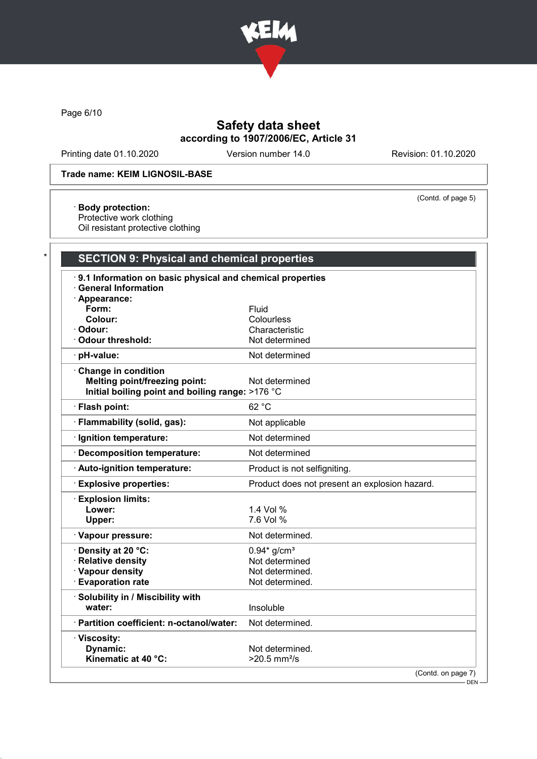**Trade name: KEIM LIGNOSIL-BASE**

(Contd. of page 5)

· **Body protection:**
Protective work clothing
Oil resistant protective clothing

## SECTION 9: Physical and chemical properties

| | |
|---|---|
| · **9.1 Information on basic physical and chemical properties** | |
| · **General Information** | |
| · **Appearance:** | |
| **Form:** | Fluid |
| **Colour:** | Colourless |
| · **Odour:** | Characteristic |
| · **Odour threshold:** | Not determined |
| · **pH-value:** | Not determined |
| · **Change in condition** | |
| **Melting point/freezing point:** | Not determined |
| **Initial boiling point and boiling range:** | >176 °C |
| · **Flash point:** | 62 °C |
| · **Flammability (solid, gas):** | Not applicable |
| · **Ignition temperature:** | Not determined |
| · **Decomposition temperature:** | Not determined |
| · **Auto-ignition temperature:** | Product is not selfigniting. |
| · **Explosive properties:** | Product does not present an explosion hazard. |
| · **Explosion limits:** | |
| **Lower:** | 1.4 Vol % |
| **Upper:** | 7.6 Vol % |
| · **Vapour pressure:** | Not determined. |
| · **Density at 20 °C:** | 0.94* g/cm³ |
| · **Relative density** | Not determined |
| · **Vapour density** | Not determined. |
| · **Evaporation rate** | Not determined. |
| · **Solubility in / Miscibility with** | |
| **water:** | Insoluble |
| · **Partition coefficient: n-octanol/water:** | Not determined. |
| · **Viscosity:** | |
| **Dynamic:** | Not determined. |
| **Kinematic at 40 °C:** | >20.5 mm²/s |

(Contd. on page 7)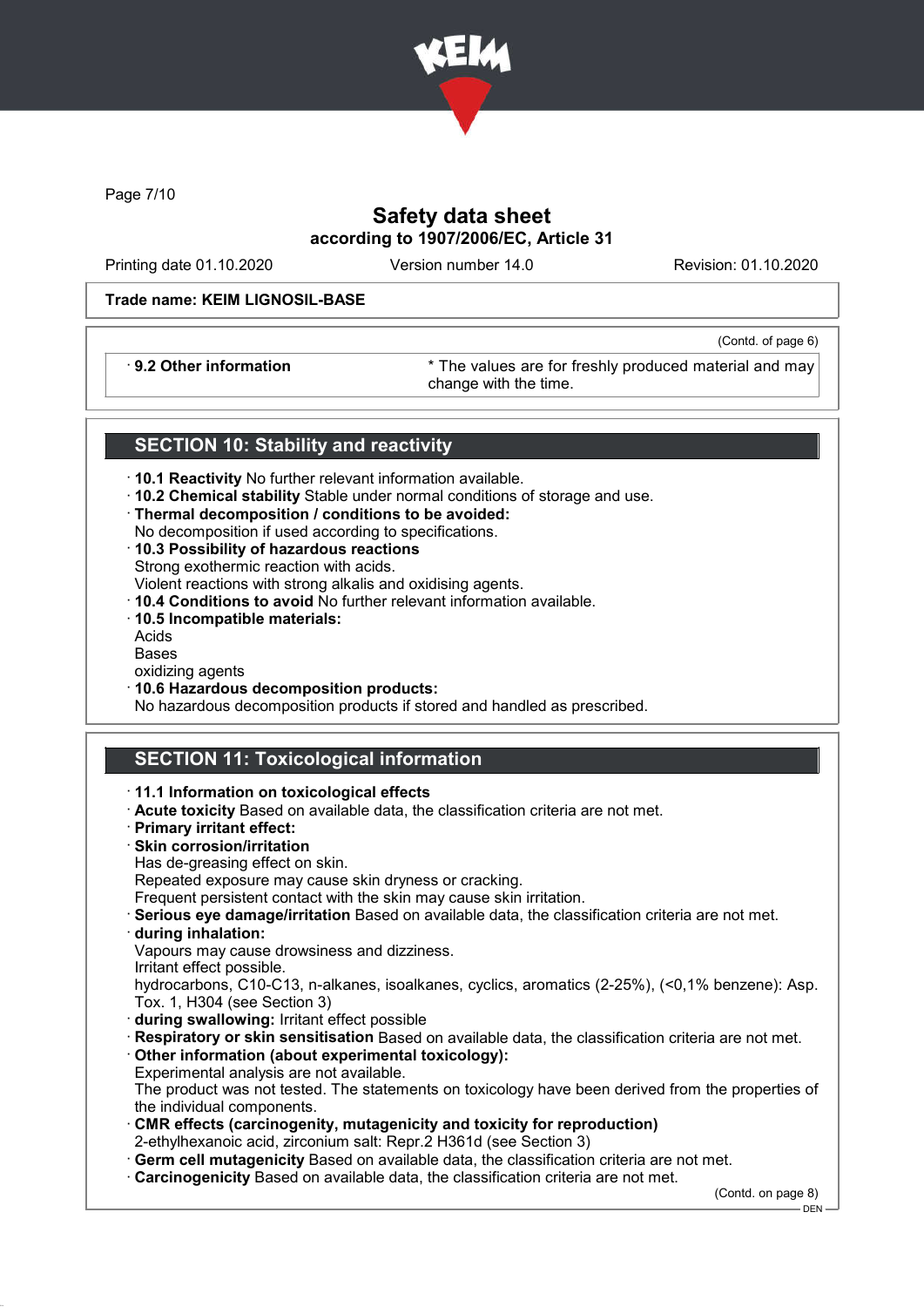Safety data sheet
according to 1907/2006/EC, Article 31

Printing date 01.10.2020 | Version number 14.0 | Revision: 01.10.2020

**Trade name: KEIM LIGNOSIL-BASE**

(Contd. of page 6)

| | |
|---|---|
| · **9.2 Other information** | * The values are for freshly produced material and may change with the time. |

## SECTION 10: Stability and reactivity

· **10.1 Reactivity** No further relevant information available.
· **10.2 Chemical stability** Stable under normal conditions of storage and use.
· **Thermal decomposition / conditions to be avoided:**
No decomposition if used according to specifications.
· **10.3 Possibility of hazardous reactions**
Strong exothermic reaction with acids.
Violent reactions with strong alkalis and oxidising agents.
· **10.4 Conditions to avoid** No further relevant information available.
· **10.5 Incompatible materials:**
Acids
Bases
oxidizing agents
· **10.6 Hazardous decomposition products:**
No hazardous decomposition products if stored and handled as prescribed.

## SECTION 11: Toxicological information

· **11.1 Information on toxicological effects**
· **Acute toxicity** Based on available data, the classification criteria are not met.
· **Primary irritant effect:**
· **Skin corrosion/irritation**
Has de-greasing effect on skin.
Repeated exposure may cause skin dryness or cracking.
Frequent persistent contact with the skin may cause skin irritation.
· **Serious eye damage/irritation** Based on available data, the classification criteria are not met.
· **during inhalation:**
Vapours may cause drowsiness and dizziness.
Irritant effect possible.
hydrocarbons, C10-C13, n-alkanes, isoalkanes, cyclics, aromatics (2-25%), (<0,1% benzene): Asp. Tox. 1, H304 (see Section 3)
· **during swallowing:** Irritant effect possible
· **Respiratory or skin sensitisation** Based on available data, the classification criteria are not met.
· **Other information (about experimental toxicology):**
Experimental analysis are not available.
The product was not tested. The statements on toxicology have been derived from the properties of the individual components.
· **CMR effects (carcinogenity, mutagenicity and toxicity for reproduction)**
2-ethylhexanoic acid, zirconium salt: Repr.2 H361d (see Section 3)
· **Germ cell mutagenicity** Based on available data, the classification criteria are not met.
· **Carcinogenicity** Based on available data, the classification criteria are not met.

(Contd. on page 8)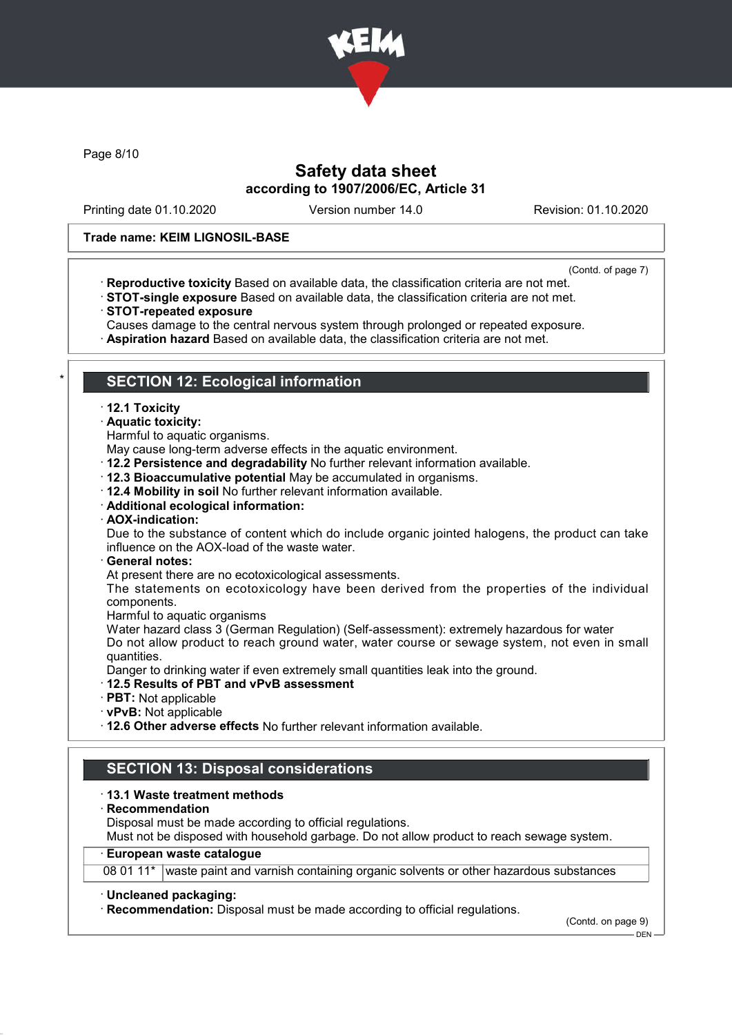Page 8/10

# Safety data sheet
according to 1907/2006/EC, Article 31

Printing date 01.10.2020 Version number 14.0 Revision: 01.10.2020

**Trade name: KEIM LIGNOSIL-BASE**

(Contd. of page 7)

· **Reproductive toxicity** Based on available data, the classification criteria are not met.
· **STOT-single exposure** Based on available data, the classification criteria are not met.
· **STOT-repeated exposure**
Causes damage to the central nervous system through prolonged or repeated exposure.
· **Aspiration hazard** Based on available data, the classification criteria are not met.

\* 

## SECTION 12: Ecological information

· **12.1 Toxicity**
· **Aquatic toxicity:**
Harmful to aquatic organisms.
May cause long-term adverse effects in the aquatic environment.
· **12.2 Persistence and degradability** No further relevant information available.
· **12.3 Bioaccumulative potential** May be accumulated in organisms.
· **12.4 Mobility in soil** No further relevant information available.
· **Additional ecological information:**
· **AOX-indication:**
Due to the substance of content which do include organic jointed halogens, the product can take influence on the AOX-load of the waste water.
· **General notes:**
At present there are no ecotoxicological assessments.
The statements on ecotoxicology have been derived from the properties of the individual components.
Harmful to aquatic organisms
Water hazard class 3 (German Regulation) (Self-assessment): extremely hazardous for water
Do not allow product to reach ground water, water course or sewage system, not even in small quantities.
Danger to drinking water if even extremely small quantities leak into the ground.
· **12.5 Results of PBT and vPvB assessment**
· **PBT:** Not applicable
· **vPvB:** Not applicable
· **12.6 Other adverse effects** No further relevant information available.

## SECTION 13: Disposal considerations

· **13.1 Waste treatment methods**
· **Recommendation**
Disposal must be made according to official regulations.
Must not be disposed with household garbage. Do not allow product to reach sewage system.

| · **European waste catalogue** | |
|---|---|
| 08 01 11* | waste paint and varnish containing organic solvents or other hazardous substances |

· **Uncleaned packaging:**
· **Recommendation:** Disposal must be made according to official regulations.

(Contd. on page 9)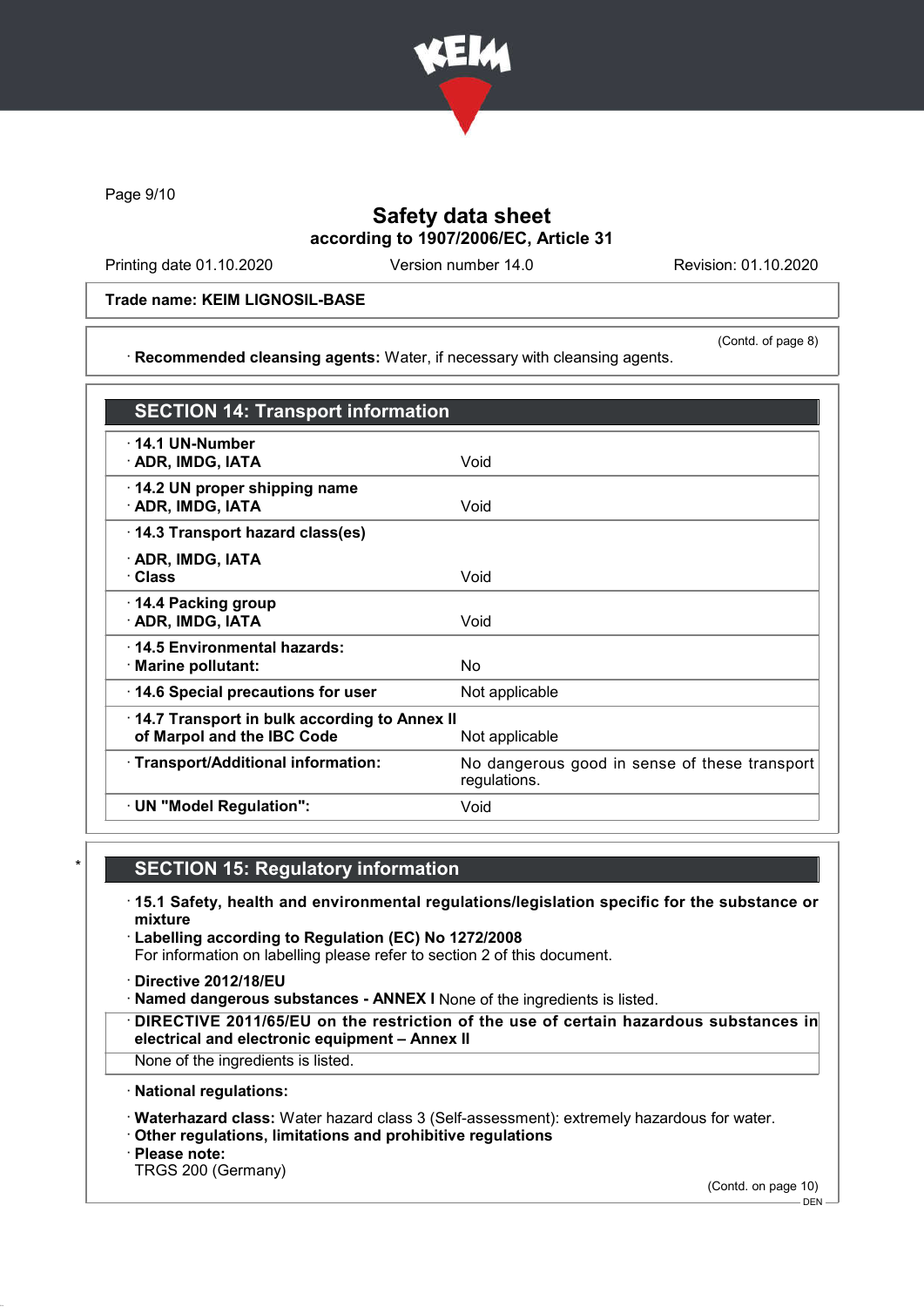Trade name: KEIM LIGNOSIL-BASE

(Contd. of page 8)

· **Recommended cleansing agents:** Water, if necessary with cleansing agents.

## SECTION 14: Transport information

| | |
|---|---|
| · **14.1 UN-Number**<br>· **ADR, IMDG, IATA** | Void |
| · **14.2 UN proper shipping name**<br>· **ADR, IMDG, IATA** | Void |
| · **14.3 Transport hazard class(es)**<br>· **ADR, IMDG, IATA**<br>· **Class** | Void |
| · **14.4 Packing group**<br>· **ADR, IMDG, IATA** | Void |
| · **14.5 Environmental hazards:**<br>· **Marine pollutant:** | No |
| · **14.6 Special precautions for user** | Not applicable |
| · **14.7 Transport in bulk according to Annex II of Marpol and the IBC Code** | Not applicable |
| · **Transport/Additional information:** | No dangerous good in sense of these transport regulations. |
| · **UN "Model Regulation":** | Void |

## SECTION 15: Regulatory information

· **15.1 Safety, health and environmental regulations/legislation specific for the substance or mixture**

· **Labelling according to Regulation (EC) No 1272/2008**
For information on labelling please refer to section 2 of this document.

· **Directive 2012/18/EU**
· **Named dangerous substances - ANNEX I** None of the ingredients is listed.

· **DIRECTIVE 2011/65/EU on the restriction of the use of certain hazardous substances in electrical and electronic equipment – Annex II**
None of the ingredients is listed.

· **National regulations:**

· **Waterhazard class:** Water hazard class 3 (Self-assessment): extremely hazardous for water.
· **Other regulations, limitations and prohibitive regulations**
· **Please note:**
TRGS 200 (Germany)

(Contd. on page 10)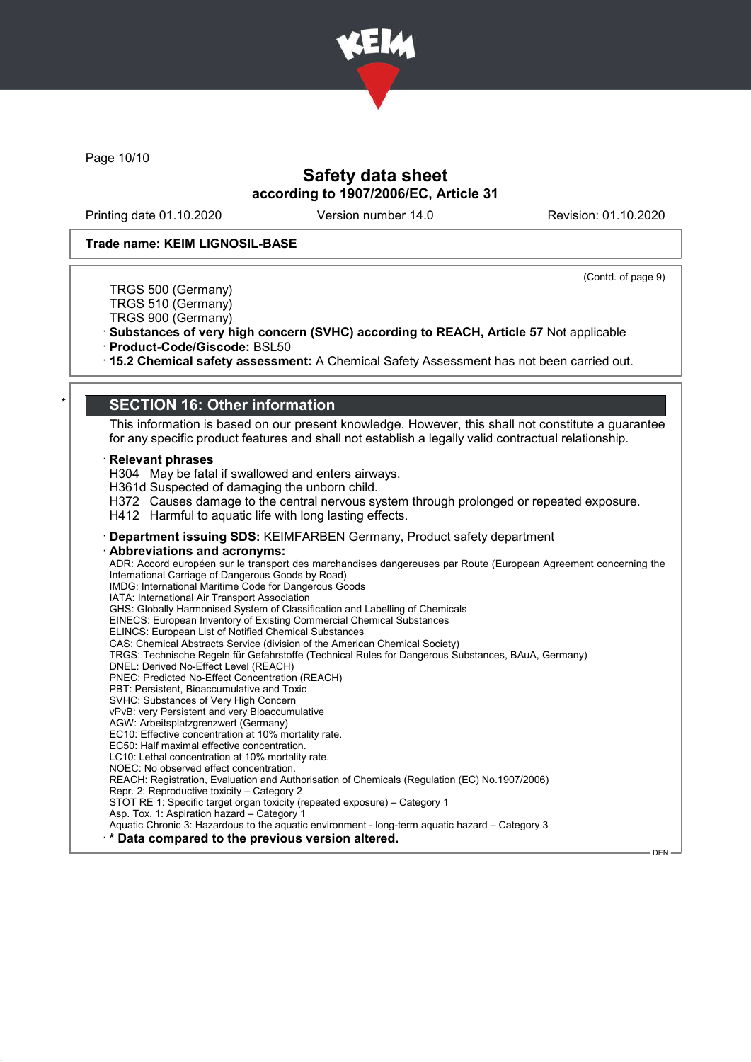(Contd. of page 9)

TRGS 500 (Germany)
TRGS 510 (Germany)
TRGS 900 (Germany)

· **Substances of very high concern (SVHC) according to REACH, Article 57** Not applicable
· **Product-Code/Giscode:** BSL50
· **15.2 Chemical safety assessment:** A Chemical Safety Assessment has not been carried out.

## * SECTION 16: Other information

This information is based on our present knowledge. However, this shall not constitute a guarantee for any specific product features and shall not establish a legally valid contractual relationship.

· **Relevant phrases**
H304 May be fatal if swallowed and enters airways.
H361d Suspected of damaging the unborn child.
H372 Causes damage to the central nervous system through prolonged or repeated exposure.
H412 Harmful to aquatic life with long lasting effects.

· **Department issuing SDS:** KEIMFARBEN Germany, Product safety department
· **Abbreviations and acronyms:**
ADR: Accord européen sur le transport des marchandises dangereuses par Route (European Agreement concerning the International Carriage of Dangerous Goods by Road)
IMDG: International Maritime Code for Dangerous Goods
IATA: International Air Transport Association
GHS: Globally Harmonised System of Classification and Labelling of Chemicals
EINECS: European Inventory of Existing Commercial Chemical Substances
ELINCS: European List of Notified Chemical Substances
CAS: Chemical Abstracts Service (division of the American Chemical Society)
TRGS: Technische Regeln für Gefahrstoffe (Technical Rules for Dangerous Substances, BAuA, Germany)
DNEL: Derived No-Effect Level (REACH)
PNEC: Predicted No-Effect Concentration (REACH)
PBT: Persistent, Bioaccumulative and Toxic
SVHC: Substances of Very High Concern
vPvB: very Persistent and very Bioaccumulative
AGW: Arbeitsplatzgrenzwert (Germany)
EC10: Effective concentration at 10% mortality rate.
EC50: Half maximal effective concentration.
LC10: Lethal concentration at 10% mortality rate.
NOEC: No observed effect concentration.
REACH: Registration, Evaluation and Authorisation of Chemicals (Regulation (EC) No.1907/2006)
Repr. 2: Reproductive toxicity – Category 2
STOT RE 1: Specific target organ toxicity (repeated exposure) – Category 1
Asp. Tox. 1: Aspiration hazard – Category 1
Aquatic Chronic 3: Hazardous to the aquatic environment - long-term aquatic hazard – Category 3

· **\* Data compared to the previous version altered.**